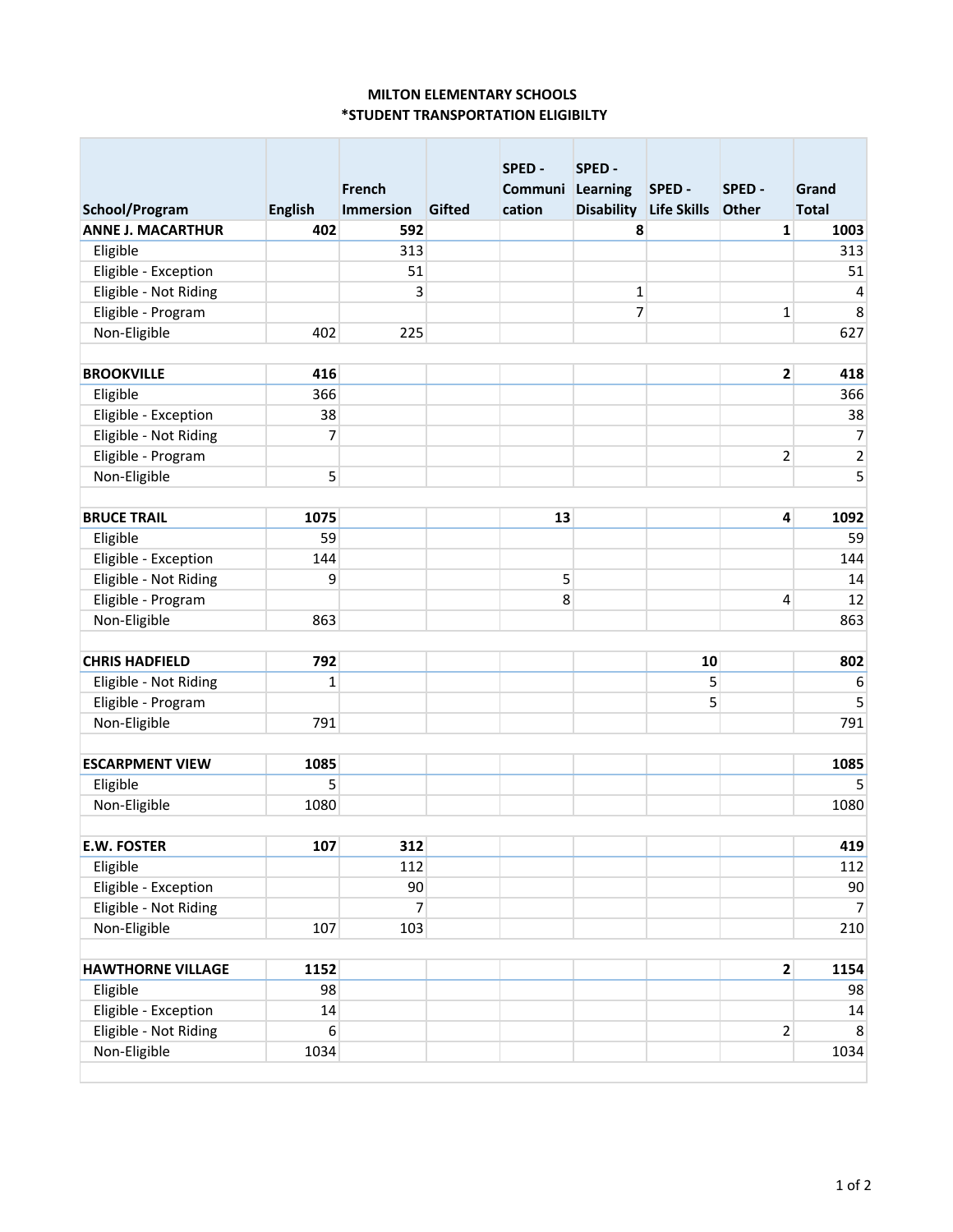# MILTON ELEMENTARY SCHOOLS
## *STUDENT TRANSPORTATION ELIGIBILTY

| School/Program | English | French Immersion | Gifted | SPED - Communication | SPED - Learning Disability | SPED - Life Skills | SPED - Other | Grand Total |
|---|---|---|---|---|---|---|---|---|
| **ANNE J. MACARTHUR** | **402** | **592** | | | **8** | | **1** | **1003** |
| Eligible | | 313 | | | | | | 313 |
| Eligible - Exception | | 51 | | | | | | 51 |
| Eligible - Not Riding | | 3 | | | 1 | | | 4 |
| Eligible - Program | | | | | 7 | | 1 | 8 |
| Non-Eligible | 402 | 225 | | | | | | 627 |
| | | | | | | | | |
| **BROOKVILLE** | **416** | | | | | | **2** | **418** |
| Eligible | 366 | | | | | | | 366 |
| Eligible - Exception | 38 | | | | | | | 38 |
| Eligible - Not Riding | 7 | | | | | | | 7 |
| Eligible - Program | | | | | | | 2 | 2 |
| Non-Eligible | 5 | | | | | | | 5 |
| | | | | | | | | |
| **BRUCE TRAIL** | **1075** | | | **13** | | | **4** | **1092** |
| Eligible | 59 | | | | | | | 59 |
| Eligible - Exception | 144 | | | | | | | 144 |
| Eligible - Not Riding | 9 | | | 5 | | | | 14 |
| Eligible - Program | | | | 8 | | | 4 | 12 |
| Non-Eligible | 863 | | | | | | | 863 |
| | | | | | | | | |
| **CHRIS HADFIELD** | **792** | | | | | **10** | | **802** |
| Eligible - Not Riding | 1 | | | | | 5 | | 6 |
| Eligible - Program | | | | | | 5 | | 5 |
| Non-Eligible | 791 | | | | | | | 791 |
| | | | | | | | | |
| **ESCARPMENT VIEW** | **1085** | | | | | | | **1085** |
| Eligible | 5 | | | | | | | 5 |
| Non-Eligible | 1080 | | | | | | | 1080 |
| | | | | | | | | |
| **E.W. FOSTER** | **107** | **312** | | | | | | **419** |
| Eligible | | 112 | | | | | | 112 |
| Eligible - Exception | | 90 | | | | | | 90 |
| Eligible - Not Riding | | 7 | | | | | | 7 |
| Non-Eligible | 107 | 103 | | | | | | 210 |
| | | | | | | | | |
| **HAWTHORNE VILLAGE** | **1152** | | | | | | **2** | **1154** |
| Eligible | 98 | | | | | | | 98 |
| Eligible - Exception | 14 | | | | | | | 14 |
| Eligible - Not Riding | 6 | | | | | | 2 | 8 |
| Non-Eligible | 1034 | | | | | | | 1034 |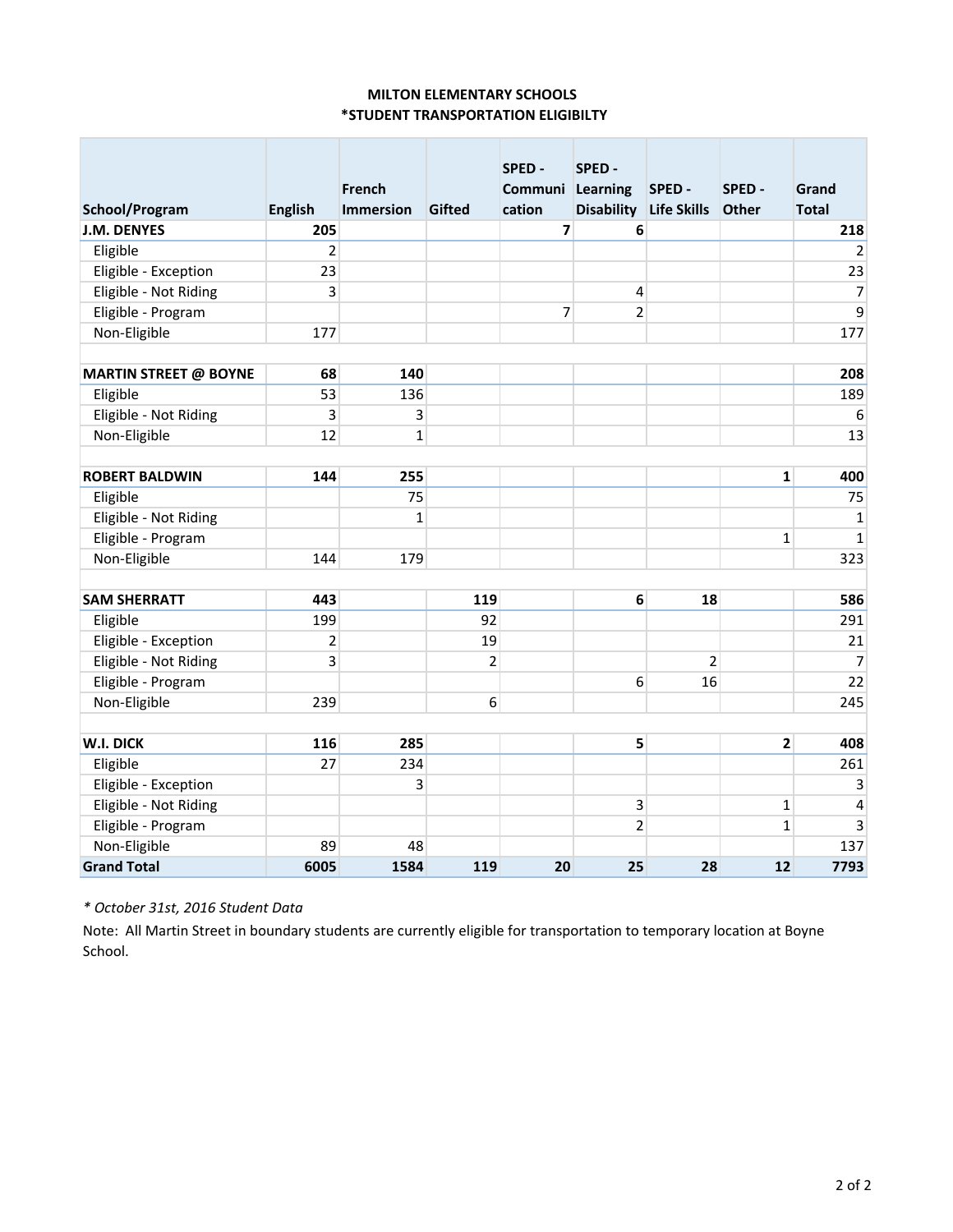**MILTON ELEMENTARY SCHOOLS**
**\*STUDENT TRANSPORTATION ELIGIBILTY**

| School/Program | English | French Immersion | Gifted | SPED - Communication | SPED - Learning Disability | SPED - Life Skills | SPED - Other | Grand Total |
|---|---|---|---|---|---|---|---|---|
| **J.M. DENYES** | **205** | | | **7** | **6** | | | **218** |
| Eligible | 2 | | | | | | | 2 |
| Eligible - Exception | 23 | | | | | | | 23 |
| Eligible - Not Riding | 3 | | | | 4 | | | 7 |
| Eligible - Program | | | | 7 | 2 | | | 9 |
| Non-Eligible | 177 | | | | | | | 177 |
| | | | | | | | | |
| **MARTIN STREET @ BOYNE** | **68** | **140** | | | | | | **208** |
| Eligible | 53 | 136 | | | | | | 189 |
| Eligible - Not Riding | 3 | 3 | | | | | | 6 |
| Non-Eligible | 12 | 1 | | | | | | 13 |
| | | | | | | | | |
| **ROBERT BALDWIN** | **144** | **255** | | | | | **1** | **400** |
| Eligible | | 75 | | | | | | 75 |
| Eligible - Not Riding | | 1 | | | | | | 1 |
| Eligible - Program | | | | | | | 1 | 1 |
| Non-Eligible | 144 | 179 | | | | | | 323 |
| | | | | | | | | |
| **SAM SHERRATT** | **443** | | **119** | | **6** | **18** | | **586** |
| Eligible | 199 | | 92 | | | | | 291 |
| Eligible - Exception | 2 | | 19 | | | | | 21 |
| Eligible - Not Riding | 3 | | 2 | | | 2 | | 7 |
| Eligible - Program | | | | | 6 | 16 | | 22 |
| Non-Eligible | 239 | | 6 | | | | | 245 |
| | | | | | | | | |
| **W.I. DICK** | **116** | **285** | | | **5** | | **2** | **408** |
| Eligible | 27 | 234 | | | | | | 261 |
| Eligible - Exception | | 3 | | | | | | 3 |
| Eligible - Not Riding | | | | | 3 | | 1 | 4 |
| Eligible - Program | | | | | 2 | | 1 | 3 |
| Non-Eligible | 89 | 48 | | | | | | 137 |
| **Grand Total** | **6005** | **1584** | **119** | **20** | **25** | **28** | **12** | **7793** |

*\* October 31st, 2016 Student Data*

Note: All Martin Street in boundary students are currently eligible for transportation to temporary location at Boyne School.